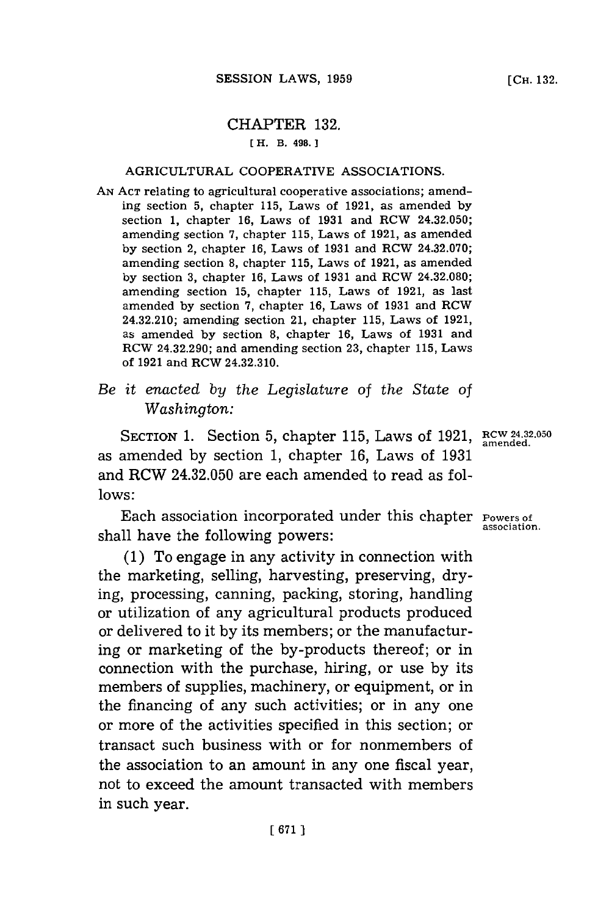## CHAPTER 132.

[H. B. 498.]

### AGRICULTURAL COOPERATIVE ASSOCIATIONS.

AN ACT relating to agricultural cooperative associations; amending section 5, chapter 115, Laws of 1921, as amended by section 1, chapter 16, Laws of 1931 and RCW 24.32.050; amending section 7, chapter 115, Laws of 1921, as amended by section 2, chapter 16, Laws of 1931 and RCW 24.32.070; amending section 8, chapter 115, Laws of 1921, as amended by section 3, chapter 16, Laws of 1931 and RCW 24.32.080; amending section 15, chapter 115, Laws of 1921, as last amended by section 7, chapter 16, Laws of 1931 and RCW 24.32.210; amending section 21, chapter 115, Laws of 1921, as amended by section 8, chapter 16, Laws of 1931 and RCW 24.32.290; and amending section 23, chapter 115, Laws of 1921 and RCW 24.32.310.

*Be it enacted by the Legislature of the State of Washington:*

SECTION 1. Section 5, chapter 115, Laws of 1921, as amended by section 1, chapter 16, Laws of 1931 and RCW 24.32.050 are each amended to read as follows:

RCW 24.32.050 amended.

Each association incorporated under this chapter shall have the following powers:

Powers of association.

(1) To engage in any activity in connection with the marketing, selling, harvesting, preserving, drying, processing, canning, packing, storing, handling or utilization of any agricultural products produced or delivered to it by its members; or the manufacturing or marketing of the by-products thereof; or in connection with the purchase, hiring, or use by its members of supplies, machinery, or equipment, or in the financing of any such activities; or in any one or more of the activities specified in this section; or transact such business with or for nonmembers of the association to an amount in any one fiscal year, not to exceed the amount transacted with members in such year.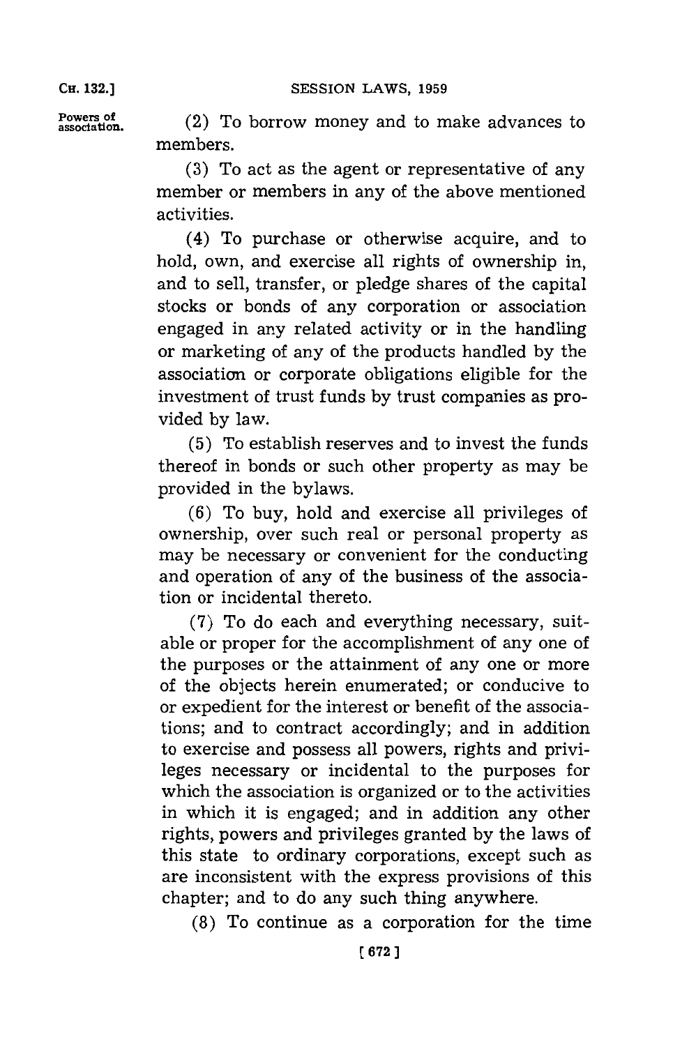Powers of association.

(2) To borrow money and to make advances to members.

(3) To act as the agent or representative of any member or members in any of the above mentioned activities.

(4) To purchase or otherwise acquire, and to hold, own, and exercise all rights of ownership in, and to sell, transfer, or pledge shares of the capital stocks or bonds of any corporation or association engaged in any related activity or in the handling or marketing of any of the products handled by the association or corporate obligations eligible for the investment of trust funds by trust companies as provided by law.

(5) To establish reserves and to invest the funds thereof in bonds or such other property as may be provided in the bylaws.

(6) To buy, hold and exercise all privileges of ownership, over such real or personal property as may be necessary or convenient for the conducting and operation of any of the business of the association or incidental thereto.

(7) To do each and everything necessary, suitable or proper for the accomplishment of any one of the purposes or the attainment of any one or more of the objects herein enumerated; or conducive to or expedient for the interest or benefit of the associations; and to contract accordingly; and in addition to exercise and possess all powers, rights and privileges necessary or incidental to the purposes for which the association is organized or to the activities in which it is engaged; and in addition any other rights, powers and privileges granted by the laws of this state to ordinary corporations, except such as are inconsistent with the express provisions of this chapter; and to do any such thing anywhere.

(8) To continue as a corporation for the time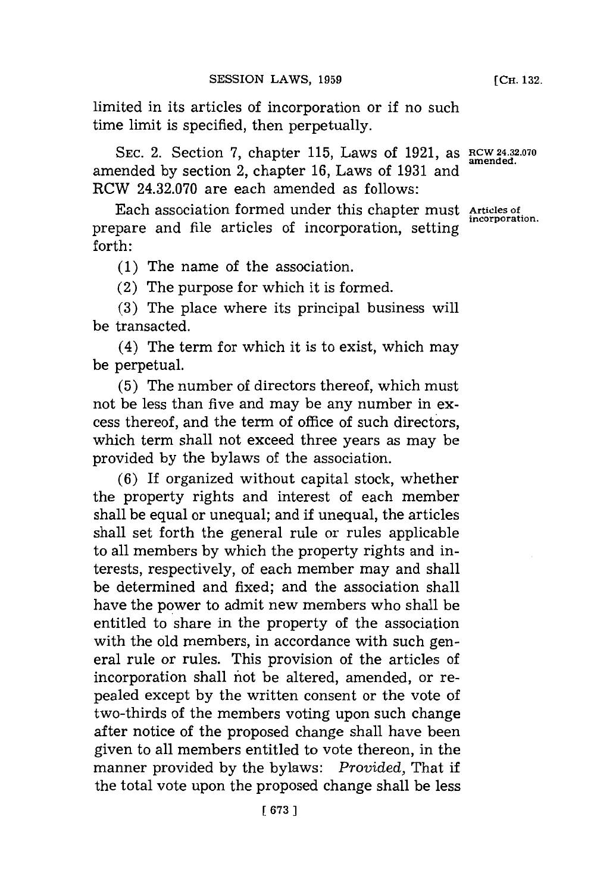limited in its articles of incorporation or if no such time limit is specified, then perpetually.

SEC. 2. Section 7, chapter 115, Laws of 1921, as amended by section 2, chapter 16, Laws of 1931 and RCW 24.32.070 are each amended as follows:

RCW 24.32.070 amended.

Articles of incorporation.

Each association formed under this chapter must prepare and file articles of incorporation, setting forth:

(1) The name of the association.

(2) The purpose for which it is formed.

(3) The place where its principal business will be transacted.

(4) The term for which it is to exist, which may be perpetual.

(5) The number of directors thereof, which must not be less than five and may be any number in excess thereof, and the term of office of such directors, which term shall not exceed three years as may be provided by the bylaws of the association.

(6) If organized without capital stock, whether the property rights and interest of each member shall be equal or unequal; and if unequal, the articles shall set forth the general rule or rules applicable to all members by which the property rights and interests, respectively, of each member may and shall be determined and fixed; and the association shall have the power to admit new members who shall be entitled to share in the property of the association with the old members, in accordance with such general rule or rules. This provision of the articles of incorporation shall not be altered, amended, or repealed except by the written consent or the vote of two-thirds of the members voting upon such change after notice of the proposed change shall have been given to all members entitled to vote thereon, in the manner provided by the bylaws: *Provided*, That if the total vote upon the proposed change shall be less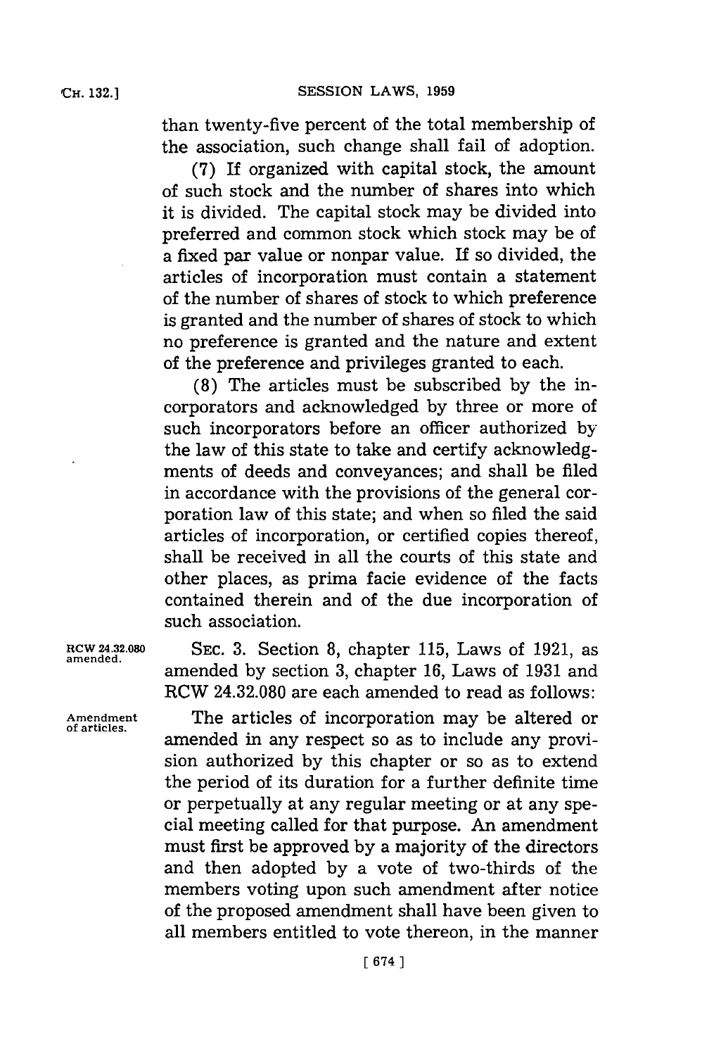than twenty-five percent of the total membership of the association, such change shall fail of adoption.

(7) If organized with capital stock, the amount of such stock and the number of shares into which it is divided. The capital stock may be divided into preferred and common stock which stock may be of a fixed par value or nonpar value. If so divided, the articles of incorporation must contain a statement of the number of shares of stock to which preference is granted and the number of shares of stock to which no preference is granted and the nature and extent of the preference and privileges granted to each.

(8) The articles must be subscribed by the incorporators and acknowledged by three or more of such incorporators before an officer authorized by the law of this state to take and certify acknowledgments of deeds and conveyances; and shall be filed in accordance with the provisions of the general corporation law of this state; and when so filed the said articles of incorporation, or certified copies thereof, shall be received in all the courts of this state and other places, as prima facie evidence of the facts contained therein and of the due incorporation of such association.

RCW 24.32.080 amended.

SEC. 3. Section 8, chapter 115, Laws of 1921, as amended by section 3, chapter 16, Laws of 1931 and RCW 24.32.080 are each amended to read as follows:

Amendment of articles.

The articles of incorporation may be altered or amended in any respect so as to include any provision authorized by this chapter or so as to extend the period of its duration for a further definite time or perpetually at any regular meeting or at any special meeting called for that purpose. An amendment must first be approved by a majority of the directors and then adopted by a vote of two-thirds of the members voting upon such amendment after notice of the proposed amendment shall have been given to all members entitled to vote thereon, in the manner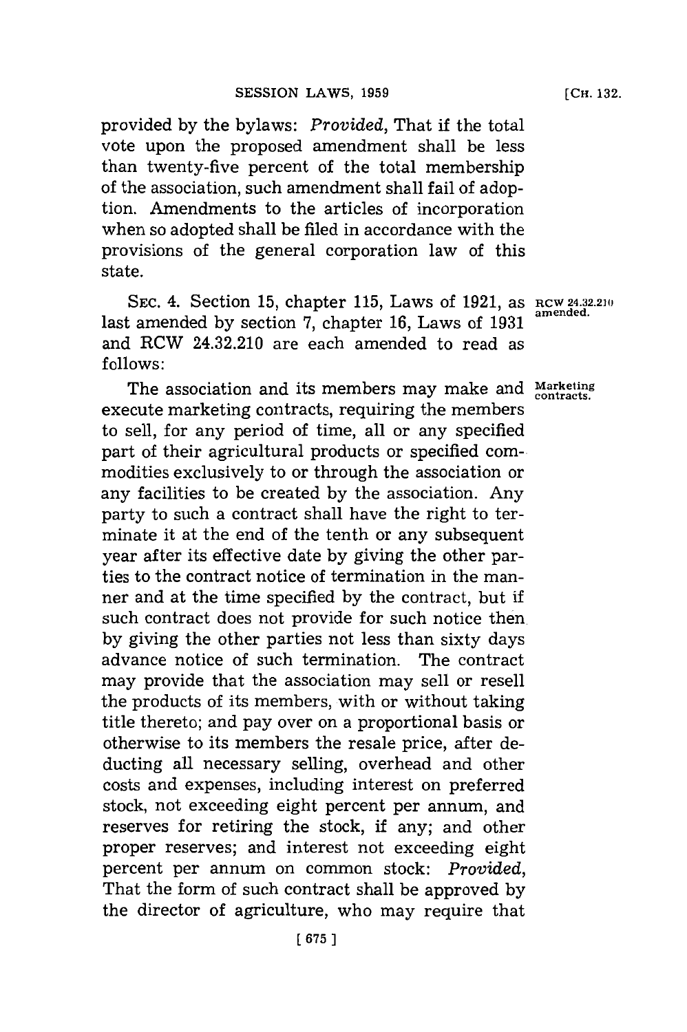provided by the bylaws: *Provided*, That if the total vote upon the proposed amendment shall be less than twenty-five percent of the total membership of the association, such amendment shall fail of adoption. Amendments to the articles of incorporation when so adopted shall be filed in accordance with the provisions of the general corporation law of this state.

SEC. 4. Section 15, chapter 115, Laws of 1921, as last amended by section 7, chapter 16, Laws of 1931 and RCW 24.32.210 are each amended to read as follows:

RCW 24.32.210 amended.

Marketing contracts.

The association and its members may make and execute marketing contracts, requiring the members to sell, for any period of time, all or any specified part of their agricultural products or specified commodities exclusively to or through the association or any facilities to be created by the association. Any party to such a contract shall have the right to terminate it at the end of the tenth or any subsequent year after its effective date by giving the other parties to the contract notice of termination in the manner and at the time specified by the contract, but if such contract does not provide for such notice then by giving the other parties not less than sixty days advance notice of such termination. The contract may provide that the association may sell or resell the products of its members, with or without taking title thereto; and pay over on a proportional basis or otherwise to its members the resale price, after deducting all necessary selling, overhead and other costs and expenses, including interest on preferred stock, not exceeding eight percent per annum, and reserves for retiring the stock, if any; and other proper reserves; and interest not exceeding eight percent per annum on common stock: *Provided*, That the form of such contract shall be approved by the director of agriculture, who may require that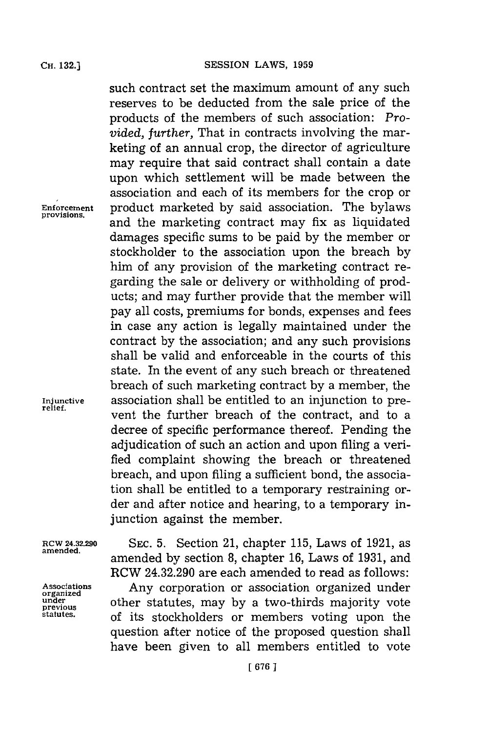such contract set the maximum amount of any such reserves to be deducted from the sale price of the products of the members of such association: *Provided, further,* That in contracts involving the marketing of an annual crop, the director of agriculture may require that said contract shall contain a date upon which settlement will be made between the association and each of its members for the crop or product marketed by said association. The bylaws and the marketing contract may fix as liquidated damages specific sums to be paid by the member or stockholder to the association upon the breach by him of any provision of the marketing contract regarding the sale or delivery or withholding of products; and may further provide that the member will pay all costs, premiums for bonds, expenses and fees in case any action is legally maintained under the contract by the association; and any such provisions shall be valid and enforceable in the courts of this state. In the event of any such breach or threatened breach of such marketing contract by a member, the association shall be entitled to an injunction to prevent the further breach of the contract, and to a decree of specific performance thereof. Pending the adjudication of such an action and upon filing a verified complaint showing the breach or threatened breach, and upon filing a sufficient bond, the association shall be entitled to a temporary restraining order and after notice and hearing, to a temporary injunction against the member.

Enforcement provisions.

Injunctive relief.

RCW 24.32.290 amended.

SEC. 5. Section 21, chapter 115, Laws of 1921, as amended by section 8, chapter 16, Laws of 1931, and RCW 24.32.290 are each amended to read as follows:

Associations organized under previous statutes.

Any corporation or association organized under other statutes, may by a two-thirds majority vote of its stockholders or members voting upon the question after notice of the proposed question shall have been given to all members entitled to vote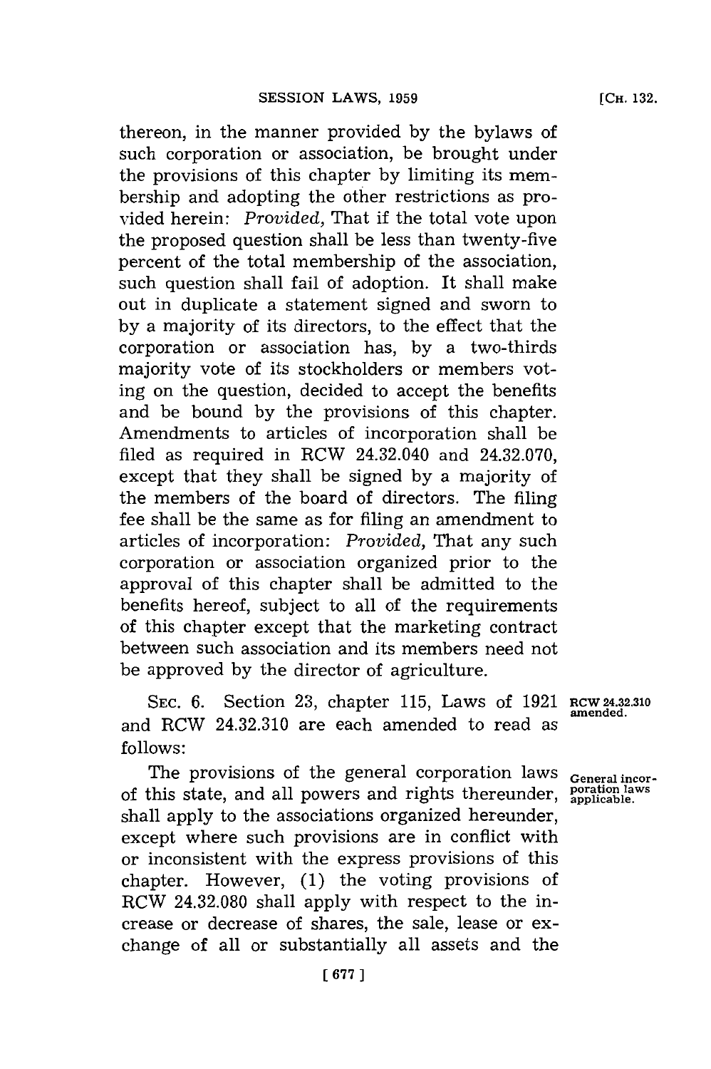thereon, in the manner provided by the bylaws of such corporation or association, be brought under the provisions of this chapter by limiting its membership and adopting the other restrictions as provided herein: *Provided,* That if the total vote upon the proposed question shall be less than twenty-five percent of the total membership of the association, such question shall fail of adoption. It shall make out in duplicate a statement signed and sworn to by a majority of its directors, to the effect that the corporation or association has, by a two-thirds majority vote of its stockholders or members voting on the question, decided to accept the benefits and be bound by the provisions of this chapter. Amendments to articles of incorporation shall be filed as required in RCW 24.32.040 and 24.32.070, except that they shall be signed by a majority of the members of the board of directors. The filing fee shall be the same as for filing an amendment to articles of incorporation: *Provided,* That any such corporation or association organized prior to the approval of this chapter shall be admitted to the benefits hereof, subject to all of the requirements of this chapter except that the marketing contract between such association and its members need not be approved by the director of agriculture.

SEC. 6. Section 23, chapter 115, Laws of 1921 and RCW 24.32.310 are each amended to read as follows:

**RCW 24.32.310 amended.**

**General incorporation laws applicable.**

The provisions of the general corporation laws of this state, and all powers and rights thereunder, shall apply to the associations organized hereunder, except where such provisions are in conflict with or inconsistent with the express provisions of this chapter. However, (1) the voting provisions of RCW 24.32.080 shall apply with respect to the increase or decrease of shares, the sale, lease or exchange of all or substantially all assets and the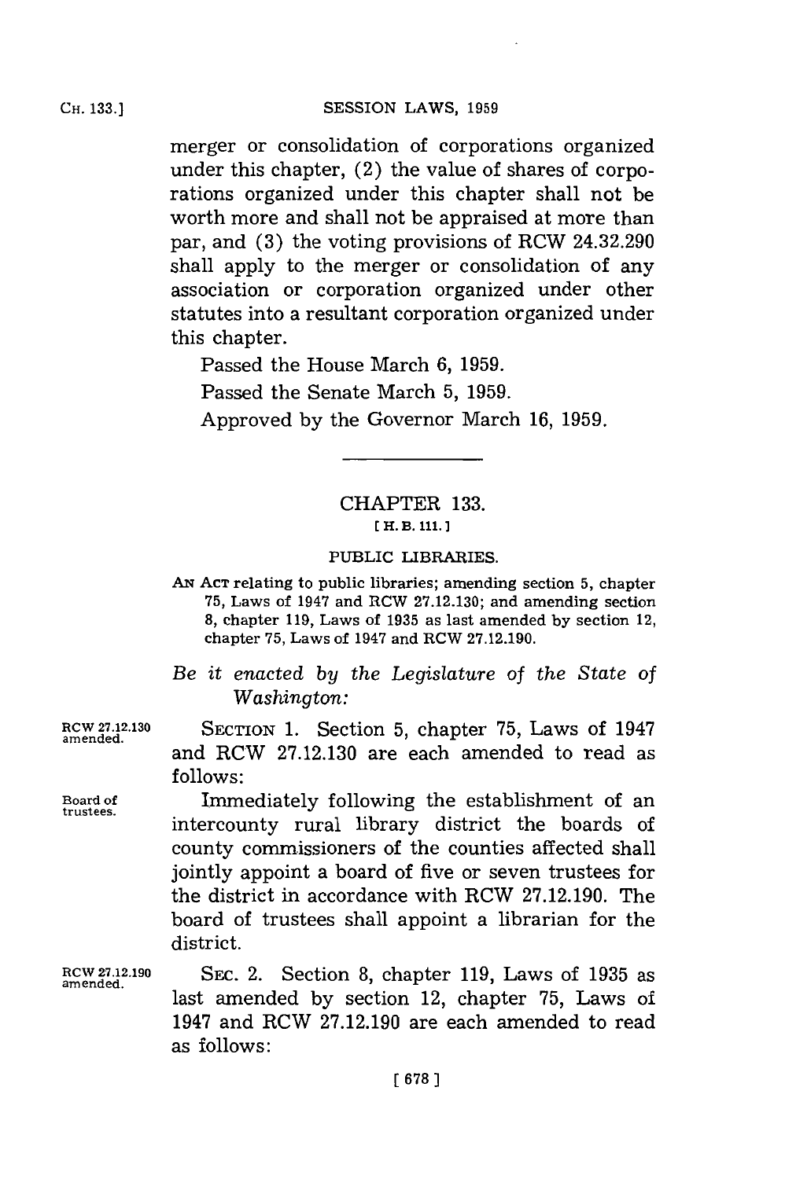merger or consolidation of corporations organized under this chapter, (2) the value of shares of corporations organized under this chapter shall not be worth more and shall not be appraised at more than par, and (3) the voting provisions of RCW 24.32.290 shall apply to the merger or consolidation of any association or corporation organized under other statutes into a resultant corporation organized under this chapter.

Passed the House March 6, 1959.

Passed the Senate March 5, 1959.

Approved by the Governor March 16, 1959.

---

## CHAPTER 133.

### [H. B. 111.]

### PUBLIC LIBRARIES.

AN ACT relating to public libraries; amending section 5, chapter 75, Laws of 1947 and RCW 27.12.130; and amending section 8, chapter 119, Laws of 1935 as last amended by section 12, chapter 75, Laws of 1947 and RCW 27.12.190.

*Be it enacted by the Legislature of the State of Washington:*

RCW 27.12.130 amended.

SECTION 1. Section 5, chapter 75, Laws of 1947 and RCW 27.12.130 are each amended to read as follows:

Board of trustees.

Immediately following the establishment of an intercounty rural library district the boards of county commissioners of the counties affected shall jointly appoint a board of five or seven trustees for the district in accordance with RCW 27.12.190. The board of trustees shall appoint a librarian for the district.

RCW 27.12.190 amended.

SEC. 2. Section 8, chapter 119, Laws of 1935 as last amended by section 12, chapter 75, Laws of 1947 and RCW 27.12.190 are each amended to read as follows: